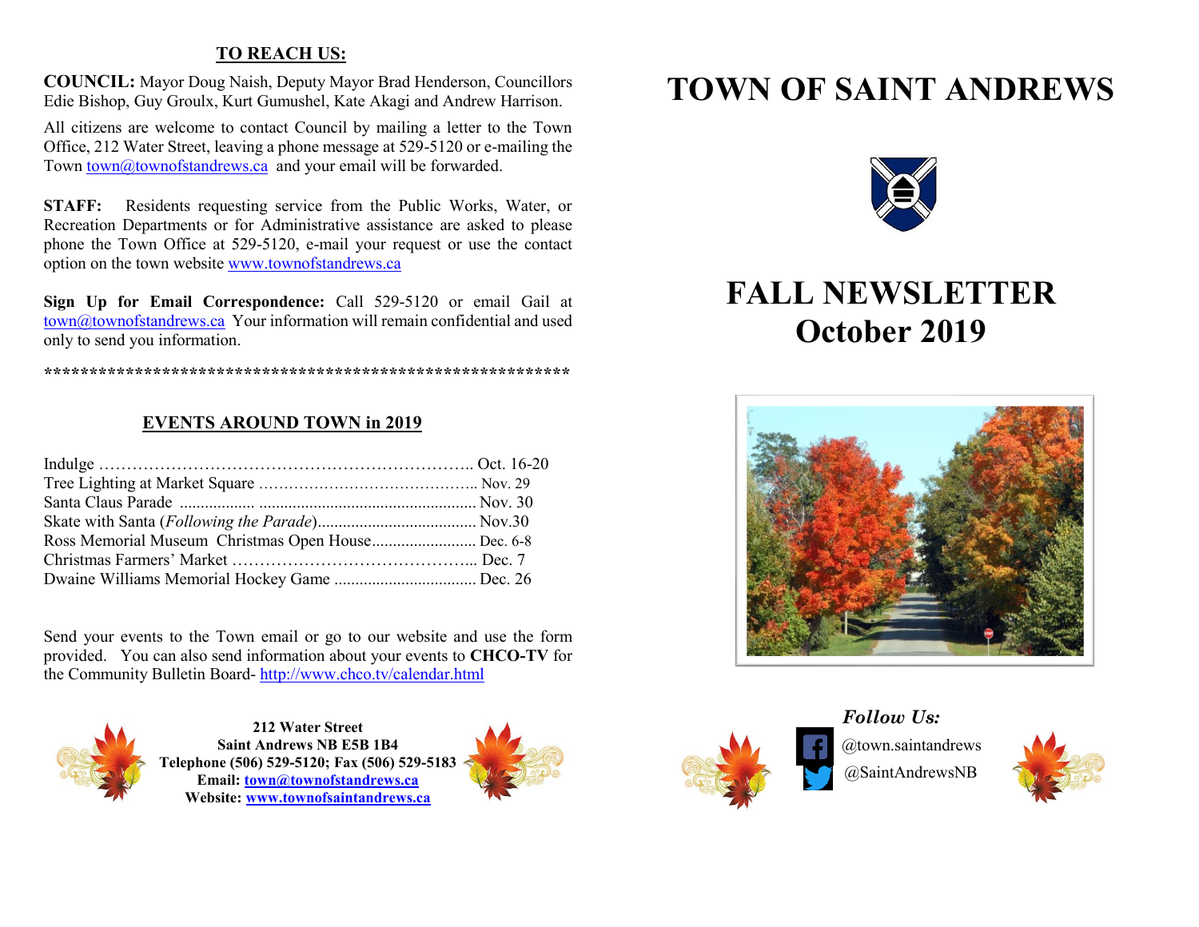## TO REACH US:

**COUNCIL:** Mayor Doug Naish, Deputy Mayor Brad Henderson, Councillors Edie Bishop, Guy Groulx, Kurt Gumushel, Kate Akagi and Andrew Harrison.

All citizens are welcome to contact Council by mailing a letter to the Town Office, 212 Water Street, leaving a phone message at 529-5120 or e-mailing the Town town@townofstandrews.ca and your email will be forwarded.

**STAFF:** Residents requesting service from the Public Works, Water, or Recreation Departments or for Administrative assistance are asked to please phone the Town Office at 529-5120, e-mail your request or use the contact option on the town website www.townofstandrews.ca

**Sign Up for Email Correspondence:** Call 529-5120 or email Gail at town@townofstandrews.ca Your information will remain confidential and used only to send you information.

************************************************************

## EVENTS AROUND TOWN in 2019

Indulge …………………………………………………………….. Oct. 16-20
Tree Lighting at Market Square …………………………………….. Nov. 29
Santa Claus Parade .................. .................................................... Nov. 30
Skate with Santa (*Following the Parade*)...................................... Nov.30
Ross Memorial Museum Christmas Open House......................... Dec. 6-8
Christmas Farmers' Market ……………………………………... Dec. 7
Dwaine Williams Memorial Hockey Game .................................. Dec. 26

Send your events to the Town email or go to our website and use the form provided. You can also send information about your events to **CHCO-TV** for the Community Bulletin Board- http://www.chco.tv/calendar.html

**212 Water Street**
**Saint Andrews NB E5B 1B4**
**Telephone (506) 529-5120; Fax (506) 529-5183**
**Email: town@townofstandrews.ca**
**Website: www.townofsaintandrews.ca**

# TOWN OF SAINT ANDREWS

# FALL NEWSLETTER
# October 2019

***Follow Us:***

@town.saintandrews
@SaintAndrewsNB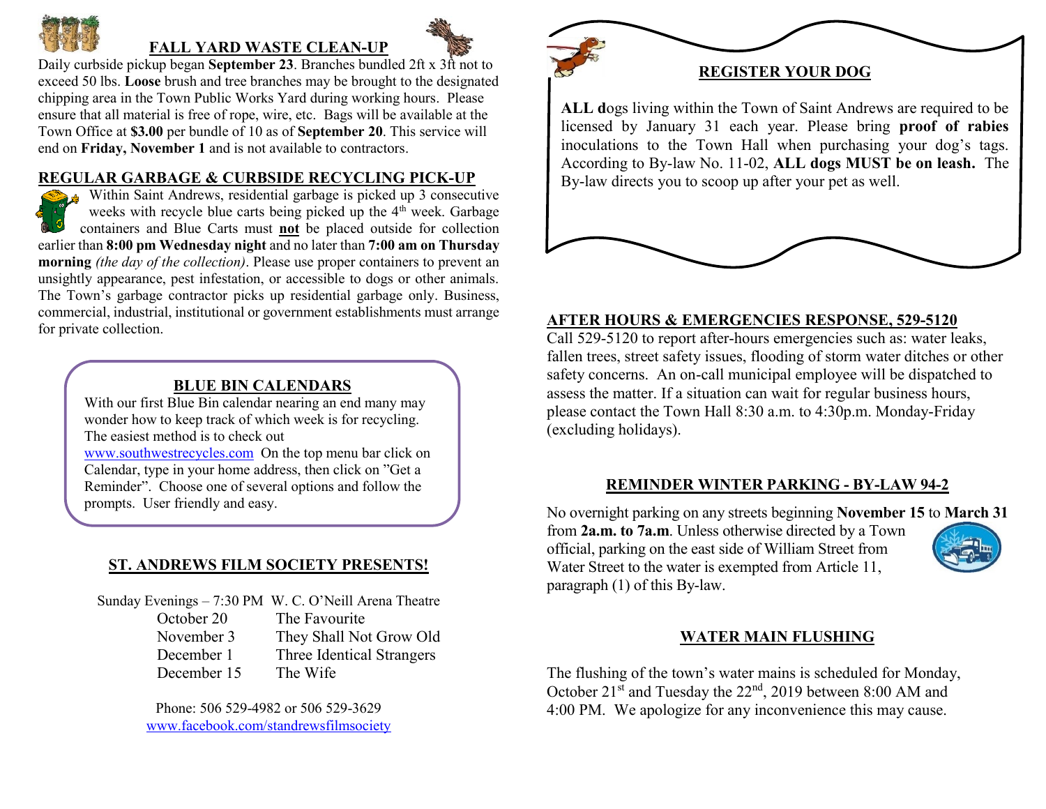## FALL YARD WASTE CLEAN-UP

Daily curbside pickup began **September 23**. Branches bundled 2ft x 3ft not to exceed 50 lbs. **Loose** brush and tree branches may be brought to the designated chipping area in the Town Public Works Yard during working hours. Please ensure that all material is free of rope, wire, etc. Bags will be available at the Town Office at **$3.00** per bundle of 10 as of **September 20**. This service will end on **Friday, November 1** and is not available to contractors.

## REGULAR GARBAGE & CURBSIDE RECYCLING PICK-UP

Within Saint Andrews, residential garbage is picked up 3 consecutive weeks with recycle blue carts being picked up the 4th week. Garbage containers and Blue Carts must **not** be placed outside for collection earlier than **8:00 pm Wednesday night** and no later than **7:00 am on Thursday morning** *(the day of the collection)*. Please use proper containers to prevent an unsightly appearance, pest infestation, or accessible to dogs or other animals. The Town's garbage contractor picks up residential garbage only. Business, commercial, industrial, institutional or government establishments must arrange for private collection.

## BLUE BIN CALENDARS

With our first Blue Bin calendar nearing an end many may wonder how to keep track of which week is for recycling. The easiest method is to check out www.southwestrecycles.com On the top menu bar click on Calendar, type in your home address, then click on "Get a Reminder". Choose one of several options and follow the prompts. User friendly and easy.

## ST. ANDREWS FILM SOCIETY PRESENTS!

Sunday Evenings – 7:30 PM W. C. O'Neill Arena Theatre

| | |
|---|---|
| October 20 | The Favourite |
| November 3 | They Shall Not Grow Old |
| December 1 | Three Identical Strangers |
| December 15 | The Wife |

Phone: 506 529-4982 or 506 529-3629
www.facebook.com/standrewsfilmsociety

## REGISTER YOUR DOG

**ALL d**ogs living within the Town of Saint Andrews are required to be licensed by January 31 each year. Please bring **proof of rabies** inoculations to the Town Hall when purchasing your dog's tags. According to By-law No. 11-02, **ALL dogs MUST be on leash.** The By-law directs you to scoop up after your pet as well.

## AFTER HOURS & EMERGENCIES RESPONSE, 529-5120

Call 529-5120 to report after-hours emergencies such as: water leaks, fallen trees, street safety issues, flooding of storm water ditches or other safety concerns. An on-call municipal employee will be dispatched to assess the matter. If a situation can wait for regular business hours, please contact the Town Hall 8:30 a.m. to 4:30p.m. Monday-Friday (excluding holidays).

## REMINDER WINTER PARKING - BY-LAW 94-2

No overnight parking on any streets beginning **November 15** to **March 31** from **2a.m. to 7a.m**. Unless otherwise directed by a Town official, parking on the east side of William Street from Water Street to the water is exempted from Article 11, paragraph (1) of this By-law.

## WATER MAIN FLUSHING

The flushing of the town's water mains is scheduled for Monday, October 21st and Tuesday the 22nd, 2019 between 8:00 AM and 4:00 PM. We apologize for any inconvenience this may cause.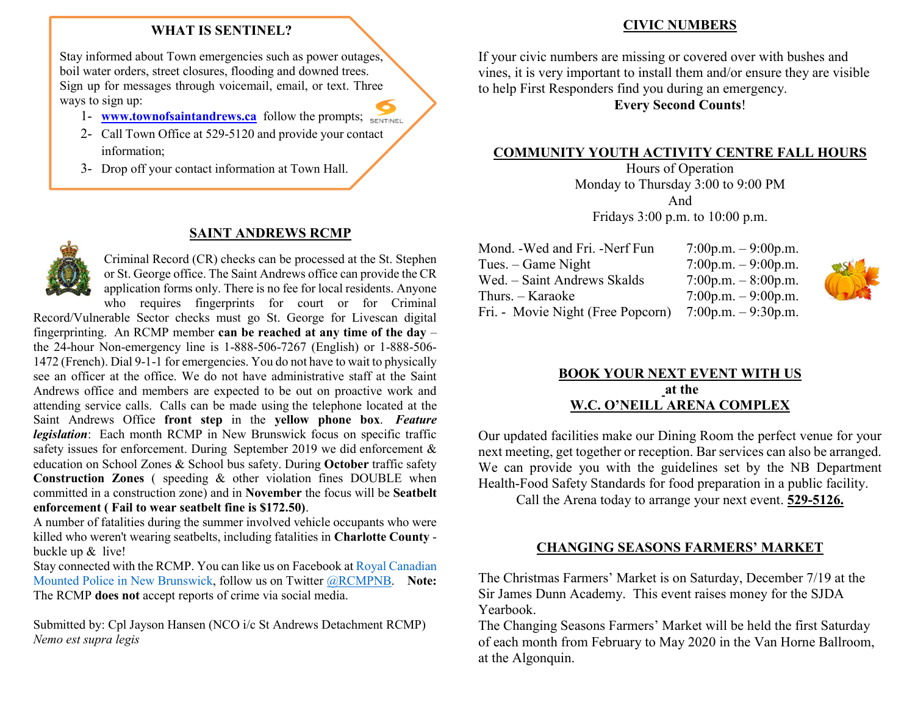## WHAT IS SENTINEL?

Stay informed about Town emergencies such as power outages, boil water orders, street closures, flooding and downed trees. Sign up for messages through voicemail, email, or text. Three ways to sign up:

1- **www.townofsaintandrews.ca** follow the prompts;
2- Call Town Office at 529-5120 and provide your contact information;
3- Drop off your contact information at Town Hall.

## SAINT ANDREWS RCMP

Criminal Record (CR) checks can be processed at the St. Stephen or St. George office. The Saint Andrews office can provide the CR application forms only. There is no fee for local residents. Anyone who requires fingerprints for court or for Criminal Record/Vulnerable Sector checks must go St. George for Livescan digital fingerprinting. An RCMP member **can be reached at any time of the day** – the 24-hour Non-emergency line is 1-888-506-7267 (English) or 1-888-506-1472 (French). Dial 9-1-1 for emergencies. You do not have to wait to physically see an officer at the office. We do not have administrative staff at the Saint Andrews office and members are expected to be out on proactive work and attending service calls. Calls can be made using the telephone located at the Saint Andrews Office **front step** in the **yellow phone box**. ***Feature legislation***: Each month RCMP in New Brunswick focus on specific traffic safety issues for enforcement. During September 2019 we did enforcement & education on School Zones & School bus safety. During **October** traffic safety **Construction Zones** ( speeding & other violation fines DOUBLE when committed in a construction zone) and in **November** the focus will be **Seatbelt enforcement ( Fail to wear seatbelt fine is $172.50)**.

A number of fatalities during the summer involved vehicle occupants who were killed who weren't wearing seatbelts, including fatalities in **Charlotte County** - buckle up & live!

Stay connected with the RCMP. You can like us on Facebook at Royal Canadian Mounted Police in New Brunswick, follow us on Twitter @RCMPNB. **Note:** The RCMP **does not** accept reports of crime via social media.

Submitted by: Cpl Jayson Hansen (NCO i/c St Andrews Detachment RCMP)
*Nemo est supra legis*

## CIVIC NUMBERS

If your civic numbers are missing or covered over with bushes and vines, it is very important to install them and/or ensure they are visible to help First Responders find you during an emergency.

**Every Second Counts**!

## COMMUNITY YOUTH ACTIVITY CENTRE FALL HOURS

Hours of Operation
Monday to Thursday 3:00 to 9:00 PM
And
Fridays 3:00 p.m. to 10:00 p.m.

| | |
|---|---|
| Mond. -Wed and Fri. -Nerf Fun | 7:00p.m. – 9:00p.m. |
| Tues. – Game Night | 7:00p.m. – 9:00p.m. |
| Wed. – Saint Andrews Skalds | 7:00p.m. – 8:00p.m. |
| Thurs. – Karaoke | 7:00p.m. – 9:00p.m. |
| Fri. - Movie Night (Free Popcorn) | 7:00p.m. – 9:30p.m. |

## BOOK YOUR NEXT EVENT WITH US at the W.C. O'NEILL ARENA COMPLEX

Our updated facilities make our Dining Room the perfect venue for your next meeting, get together or reception. Bar services can also be arranged. We can provide you with the guidelines set by the NB Department Health-Food Safety Standards for food preparation in a public facility.

Call the Arena today to arrange your next event. **529-5126.**

## CHANGING SEASONS FARMERS' MARKET

The Christmas Farmers' Market is on Saturday, December 7/19 at the Sir James Dunn Academy. This event raises money for the SJDA Yearbook.

The Changing Seasons Farmers' Market will be held the first Saturday of each month from February to May 2020 in the Van Horne Ballroom, at the Algonquin.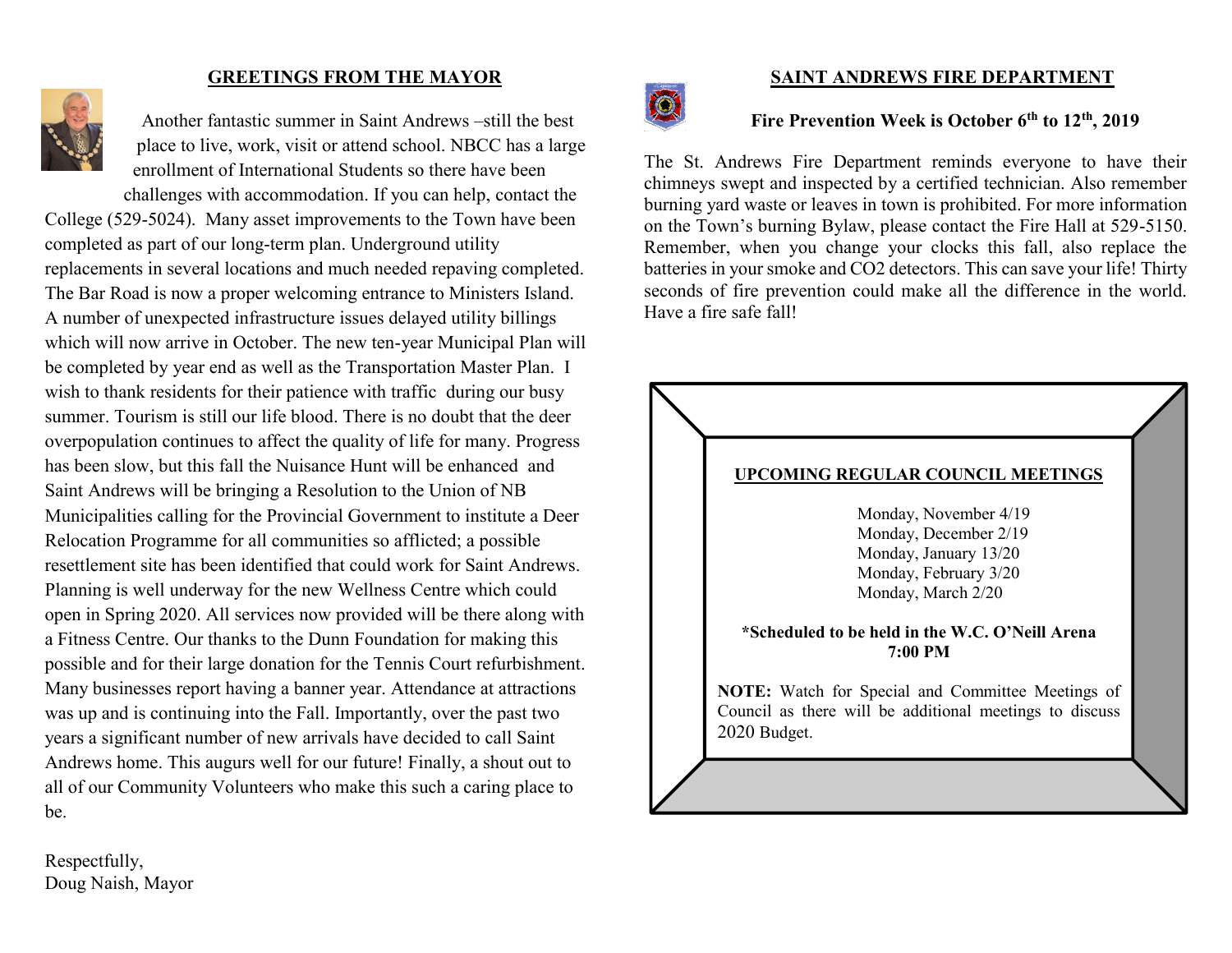## GREETINGS FROM THE MAYOR

Another fantastic summer in Saint Andrews –still the best place to live, work, visit or attend school. NBCC has a large enrollment of International Students so there have been challenges with accommodation. If you can help, contact the College (529-5024). Many asset improvements to the Town have been completed as part of our long-term plan. Underground utility replacements in several locations and much needed repaving completed. The Bar Road is now a proper welcoming entrance to Ministers Island. A number of unexpected infrastructure issues delayed utility billings which will now arrive in October. The new ten-year Municipal Plan will be completed by year end as well as the Transportation Master Plan. I wish to thank residents for their patience with traffic during our busy summer. Tourism is still our life blood. There is no doubt that the deer overpopulation continues to affect the quality of life for many. Progress has been slow, but this fall the Nuisance Hunt will be enhanced and Saint Andrews will be bringing a Resolution to the Union of NB Municipalities calling for the Provincial Government to institute a Deer Relocation Programme for all communities so afflicted; a possible resettlement site has been identified that could work for Saint Andrews. Planning is well underway for the new Wellness Centre which could open in Spring 2020. All services now provided will be there along with a Fitness Centre. Our thanks to the Dunn Foundation for making this possible and for their large donation for the Tennis Court refurbishment. Many businesses report having a banner year. Attendance at attractions was up and is continuing into the Fall. Importantly, over the past two years a significant number of new arrivals have decided to call Saint Andrews home. This augurs well for our future! Finally, a shout out to all of our Community Volunteers who make this such a caring place to be.

Respectfully,
Doug Naish, Mayor

## SAINT ANDREWS FIRE DEPARTMENT

### Fire Prevention Week is October 6th to 12th, 2019

The St. Andrews Fire Department reminds everyone to have their chimneys swept and inspected by a certified technician. Also remember burning yard waste or leaves in town is prohibited. For more information on the Town's burning Bylaw, please contact the Fire Hall at 529-5150. Remember, when you change your clocks this fall, also replace the batteries in your smoke and $CO_2$ detectors. This can save your life! Thirty seconds of fire prevention could make all the difference in the world. Have a fire safe fall!

### UPCOMING REGULAR COUNCIL MEETINGS

Monday, November 4/19
Monday, December 2/19
Monday, January 13/20
Monday, February 3/20
Monday, March 2/20

**\*Scheduled to be held in the W.C. O'Neill Arena 7:00 PM**

**NOTE:** Watch for Special and Committee Meetings of Council as there will be additional meetings to discuss 2020 Budget.